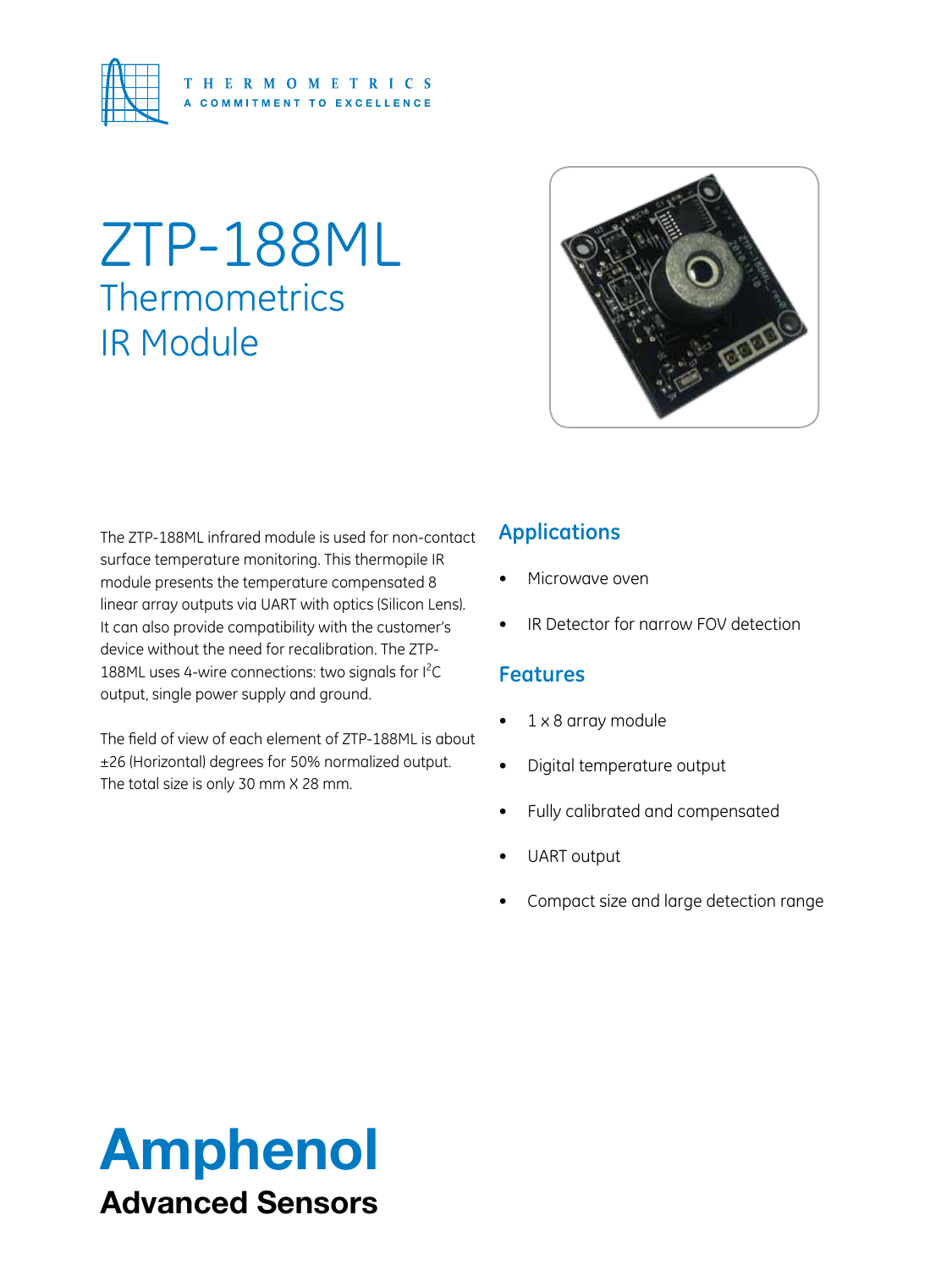THERMOMETRICS

A COMMITMENT TO EXCELLENCE

# ZTP-188ML

## Thermometrics IR Module

The ZTP-188ML infrared module is used for non-contact surface temperature monitoring. This thermopile IR module presents the temperature compensated 8 linear array outputs via UART with optics (Silicon Lens). It can also provide compatibility with the customer's device without the need for recalibration. The ZTP-188ML uses 4-wire connections: two signals for $I^2C$ output, single power supply and ground.

The field of view of each element of ZTP-188ML is about ±26 (Horizontal) degrees for 50% normalized output. The total size is only 30 mm X 28 mm.

### Applications

- Microwave oven
- IR Detector for narrow FOV detection

### Features

- 1 x 8 array module
- Digital temperature output
- Fully calibrated and compensated
- UART output
- Compact size and large detection range

**Amphenol**

**Advanced Sensors**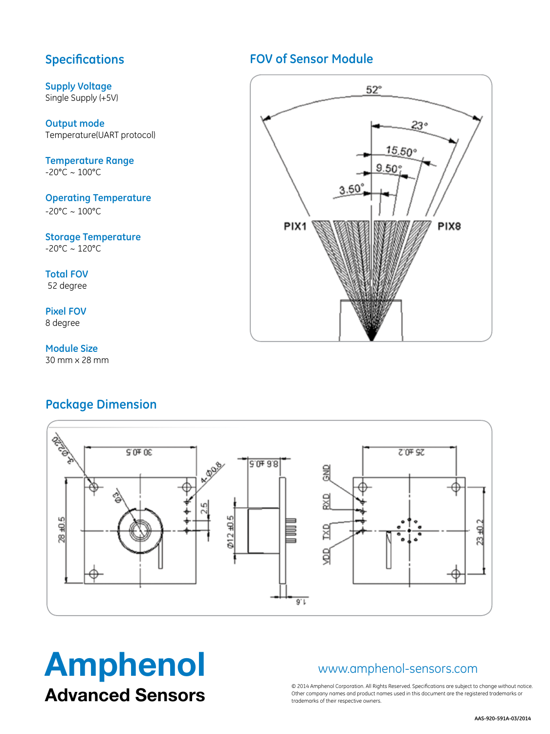## Specifications

**Supply Voltage**
Single Supply (+5V)

**Output mode**
Temperature(UART protocol)

**Temperature Range**
-20°C ~ 100°C

**Operating Temperature**
-20°C ~ 100°C

**Storage Temperature**
-20°C ~ 120°C

**Total FOV**
52 degree

**Pixel FOV**
8 degree

**Module Size**
30 mm x 28 mm

## FOV of Sensor Module

52°
23°
15.50°
9.50°
3.50°
PIX1
PIX8

## Package Dimension

3-Ø2.20
30 ±0.5
4-Ø0.8
Ø3
2.5
28 ±0.5
8.6 ±0.5
Ø12 ±0.5
1.6
GND
RXD
TXD
VDD
25 ±0.2
23 ±0.2

# Amphenol

**Advanced Sensors**

www.amphenol-sensors.com

© 2014 Amphenol Corporation. All Rights Reserved. Specifications are subject to change without notice. Other company names and product names used in this document are the registered trademarks or trademarks of their respective owners.

AAS-920-591A-03/2014